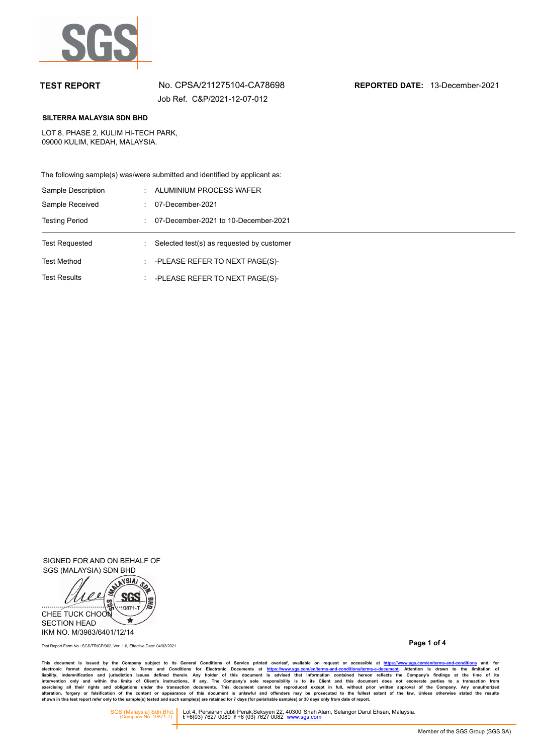**TEST REPORT** No. CPSA/211275104-CA78698 **REPORTED DATE:** 13-December-2021

Job Ref. C&P/2021-12-07-012

**SILTERRA MALAYSIA SDN BHD**

LOT 8, PHASE 2, KULIM HI-TECH PARK,
09000 KULIM, KEDAH, MALAYSIA.

The following sample(s) was/were submitted and identified by applicant as:

| | | |
|---|---|---|
| Sample Description | : | ALUMINIUM PROCESS WAFER |
| Sample Received | : | 07-December-2021 |
| Testing Period | : | 07-December-2021 to 10-December-2021 |

---

| | | |
|---|---|---|
| Test Requested | : | Selected test(s) as requested by customer |
| Test Method | : | -PLEASE REFER TO NEXT PAGE(S)- |
| Test Results | : | -PLEASE REFER TO NEXT PAGE(S)- |

SIGNED FOR AND ON BEHALF OF
SGS (MALAYSIA) SDN BHD

CHEE TUCK CHOON
SECTION HEAD
IKM NO. M/3983/6401/12/14

Test Report Form No.: SGS/TR/CP/002, Ver: 1.0, Effective Date: 04/02/2021

**This document is issued by the Company subject to its General Conditions of Service printed overleaf, available on request or accessible at https://www.sgs.com/en/terms-and-conditions and, for electronic format documents, subject to Terms and Conditions for Electronic Documents at https://www.sgs.com/en/terms-and-conditions/terms-e-document. Attention is drawn to the limitation of liability, indemnification and jurisdiction issues defined therein. Any holder of this document is advised that information contained hereon reflects the Company's findings at the time of its intervention only and within the limits of Client's instructions, if any. The Company's sole responsibility is to its Client and this document does not exonerate parties to a transaction from exercising all their rights and obligations under the transaction documents. This document cannot be reproduced except in full, without prior written approval of the Company. Any unauthorized alteration, forgery or falsification of the content or appearance of this document is unlawful and offenders may be prosecuted to the fullest extent of the law. Unless otherwise stated the results shown in this test report refer only to the sample(s) tested and such sample(s) are retained for 7 days (for perishable samples) or 30 days only from date of report.**

SGS (Malaysia) Sdn.Bhd. (Company No. 10871-T) | Lot 4, Persiaran Jubli Perak,Seksyen 22, 40300 Shah Alam, Selangor Darul Ehsan, Malaysia. **t** +6(03) 7627 0080 **f** +6 (03) 7627 0082 www.sgs.com

Member of the SGS Group (SGS SA)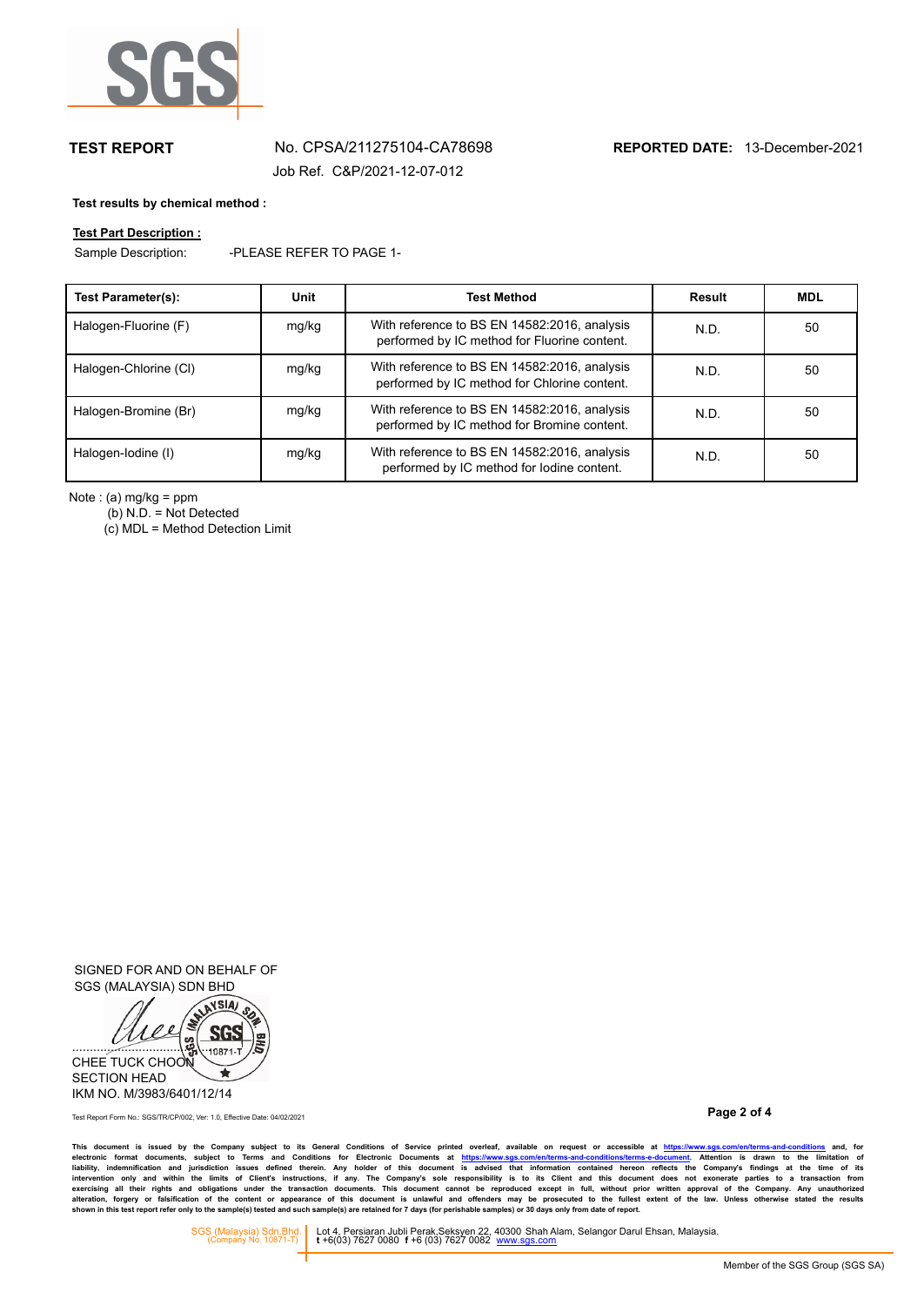**TEST REPORT** No. CPSA/211275104-CA78698 **REPORTED DATE:** 13-December-2021

Job Ref. C&P/2021-12-07-012

**Test results by chemical method :**

**Test Part Description :**

Sample Description: -PLEASE REFER TO PAGE 1-

| Test Parameter(s): | Unit | Test Method | Result | MDL |
|---|---|---|---|---|
| Halogen-Fluorine (F) | mg/kg | With reference to BS EN 14582:2016, analysis performed by IC method for Fluorine content. | N.D. | 50 |
| Halogen-Chlorine (Cl) | mg/kg | With reference to BS EN 14582:2016, analysis performed by IC method for Chlorine content. | N.D. | 50 |
| Halogen-Bromine (Br) | mg/kg | With reference to BS EN 14582:2016, analysis performed by IC method for Bromine content. | N.D. | 50 |
| Halogen-Iodine (I) | mg/kg | With reference to BS EN 14582:2016, analysis performed by IC method for Iodine content. | N.D. | 50 |

Note : (a) mg/kg = ppm

(b) N.D. = Not Detected

(c) MDL = Method Detection Limit

SIGNED FOR AND ON BEHALF OF
SGS (MALAYSIA) SDN BHD

CHEE TUCK CHOON
SECTION HEAD
IKM NO. M/3983/6401/12/14

Test Report Form No.: SGS/TR/CP/002, Ver: 1.0, Effective Date: 04/02/2021

This document is issued by the Company subject to its General Conditions of Service printed overleaf, available on request or accessible at https://www.sgs.com/en/terms-and-conditions and, for electronic format documents, subject to Terms and Conditions for Electronic Documents at https://www.sgs.com/en/terms-and-conditions/terms-e-document. Attention is drawn to the limitation of liability, indemnification and jurisdiction issues defined therein. Any holder of this document is advised that information contained hereon reflects the Company's findings at the time of its intervention only and within the limits of Client's instructions, if any. The Company's sole responsibility is to its Client and this document does not exonerate parties to a transaction from exercising all their rights and obligations under the transaction documents. This document cannot be reproduced except in full, without prior written approval of the Company. Any unauthorized alteration, forgery or falsification of the content or appearance of this document is unlawful and offenders may be prosecuted to the fullest extent of the law. Unless otherwise stated the results shown in this test report refer only to the sample(s) tested and such sample(s) are retained for 7 days (for perishable samples) or 30 days only from date of report.

SGS (Malaysia) Sdn.Bhd. (Company No. 10871-T) | Lot 4, Persiaran Jubli Perak,Seksyen 22, 40300 Shah Alam, Selangor Darul Ehsan, Malaysia. t +6(03) 7627 0080 f +6 (03) 7627 0082 www.sgs.com

Member of the SGS Group (SGS SA)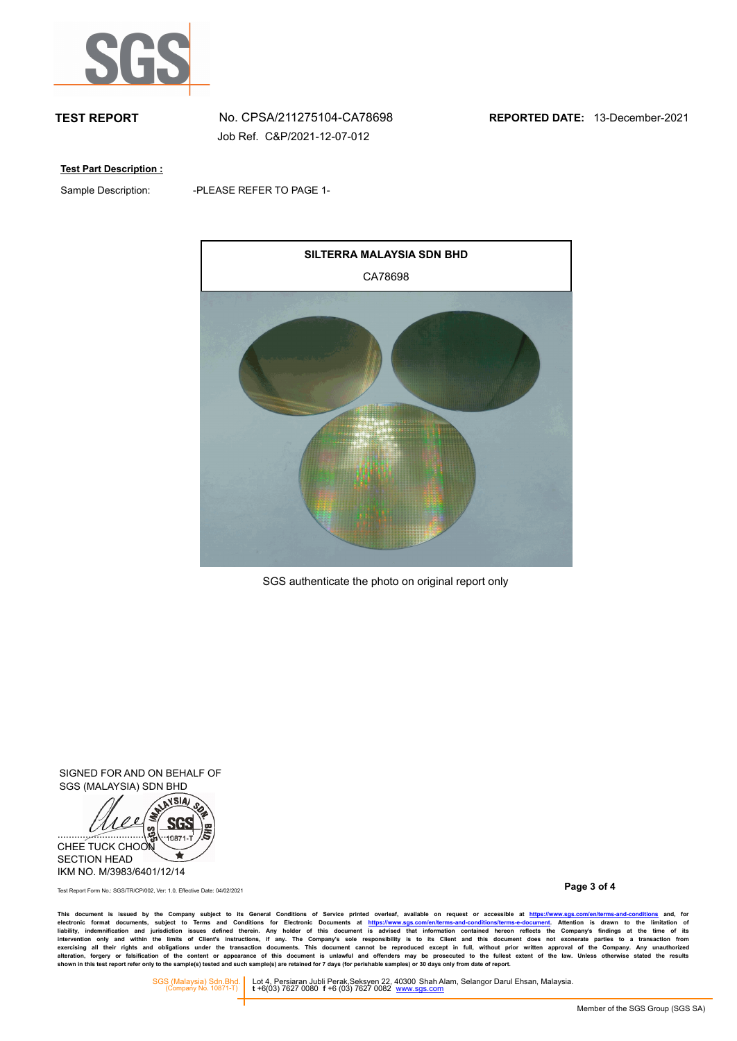**TEST REPORT** No. CPSA/211275104-CA78698 **REPORTED DATE:** 13-December-2021

Job Ref. C&P/2021-12-07-012

**Test Part Description :**

Sample Description: -PLEASE REFER TO PAGE 1-

**SILTERRA MALAYSIA SDN BHD**

CA78698

SGS authenticate the photo on original report only

SIGNED FOR AND ON BEHALF OF
SGS (MALAYSIA) SDN BHD

CHEE TUCK CHOON
SECTION HEAD
IKM NO. M/3983/6401/12/14

Test Report Form No.: SGS/TR/CP/002, Ver: 1.0, Effective Date: 04/02/2021

**This document is issued by the Company subject to its General Conditions of Service printed overleaf, available on request or accessible at https://www.sgs.com/en/terms-and-conditions and, for electronic format documents, subject to Terms and Conditions for Electronic Documents at https://www.sgs.com/en/terms-and-conditions/terms-e-document. Attention is drawn to the limitation of liability, indemnification and jurisdiction issues defined therein. Any holder of this document is advised that information contained hereon reflects the Company's findings at the time of its intervention only and within the limits of Client's instructions, if any. The Company's sole responsibility is to its Client and this document does not exonerate parties to a transaction from exercising all their rights and obligations under the transaction documents. This document cannot be reproduced except in full, without prior written approval of the Company. Any unauthorized alteration, forgery or falsification of the content or appearance of this document is unlawful and offenders may be prosecuted to the fullest extent of the law. Unless otherwise stated the results shown in this test report refer only to the sample(s) tested and such sample(s) are retained for 7 days (for perishable samples) or 30 days only from date of report.**

SGS (Malaysia) Sdn.Bhd. (Company No. 10871-T) | Lot 4, Persiaran Jubli Perak,Seksyen 22, 40300 Shah Alam, Selangor Darul Ehsan, Malaysia. t +6(03) 7627 0080 f +6 (03) 7627 0082 www.sgs.com

Member of the SGS Group (SGS SA)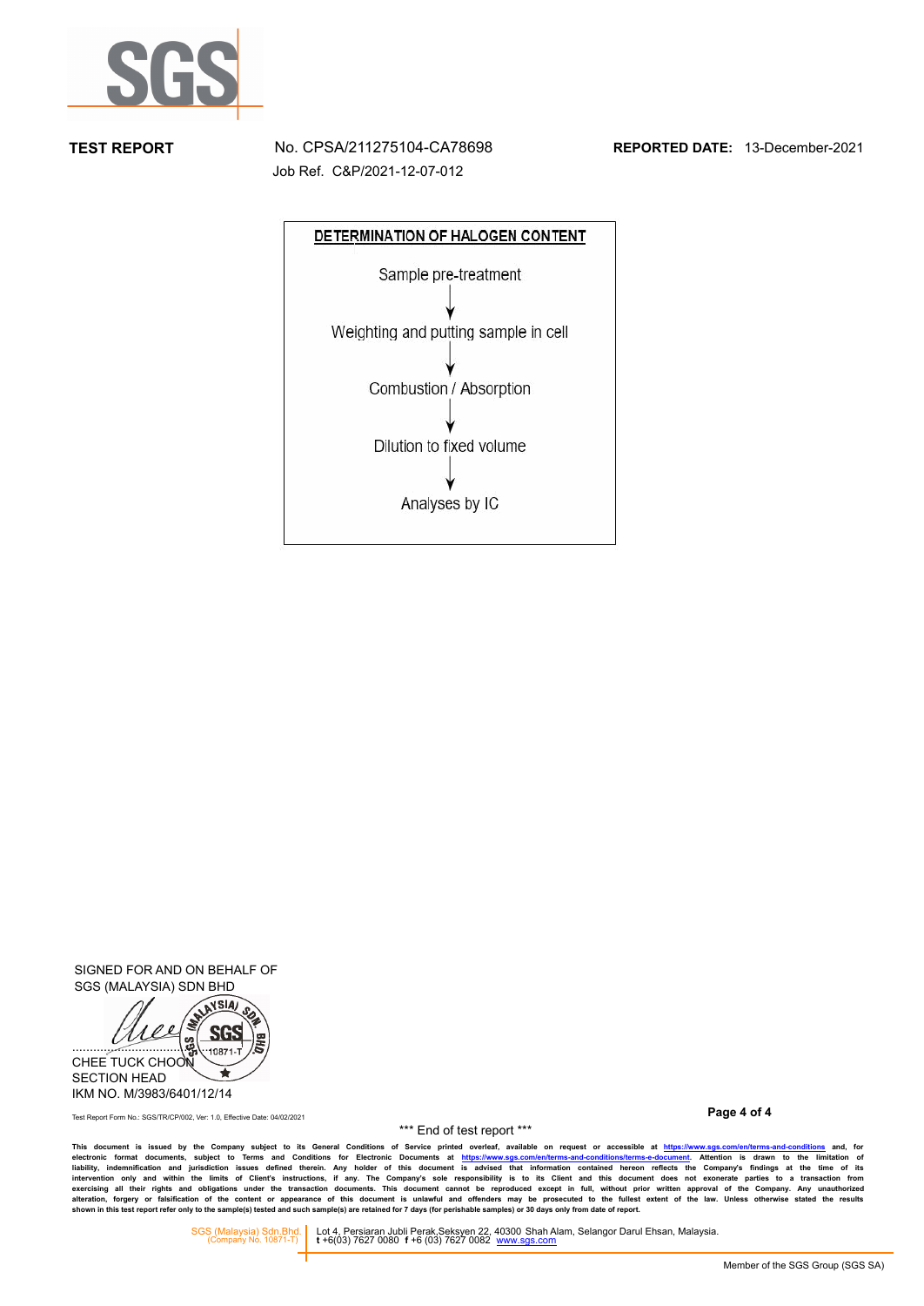**TEST REPORT** No. CPSA/211275104-CA78698 **REPORTED DATE:** 13-December-2021

Job Ref. C&P/2021-12-07-012

**DETERMINATION OF HALOGEN CONTENT**

Sample pre-treatment

↓

Weighting and putting sample in cell

↓

Combustion / Absorption

↓

Dilution to fixed volume

↓

Analyses by IC

SIGNED FOR AND ON BEHALF OF
SGS (MALAYSIA) SDN BHD

CHEE TUCK CHOON
SECTION HEAD
IKM NO. M/3983/6401/12/14

Test Report Form No.: SGS/TR/CP/002, Ver: 1.0, Effective Date: 04/02/2021

\*\*\* End of test report \*\*\*

This document is issued by the Company subject to its General Conditions of Service printed overleaf, available on request or accessible at https://www.sgs.com/en/terms-and-conditions and, for electronic format documents, subject to Terms and Conditions for Electronic Documents at https://www.sgs.com/en/terms-and-conditions/terms-e-document. Attention is drawn to the limitation of liability, indemnification and jurisdiction issues defined therein. Any holder of this document is advised that information contained hereon reflects the Company's findings at the time of its intervention only and within the limits of Client's instructions, if any. The Company's sole responsibility is to its Client and this document does not exonerate parties to a transaction from exercising all their rights and obligations under the transaction documents. This document cannot be reproduced except in full, without prior written approval of the Company. Any unauthorized alteration, forgery or falsification of the content or appearance of this document is unlawful and offenders may be prosecuted to the fullest extent of the law. Unless otherwise stated the results shown in this test report refer only to the sample(s) tested and such sample(s) are retained for 7 days (for perishable samples) or 30 days only from date of report.

SGS (Malaysia) Sdn.Bhd. (Company No. 10871-T) | Lot 4, Persiaran Jubli Perak,Seksyen 22, 40300 Shah Alam, Selangor Darul Ehsan, Malaysia. t +6(03) 7627 0080 f +6 (03) 7627 0082 www.sgs.com

Member of the SGS Group (SGS SA)